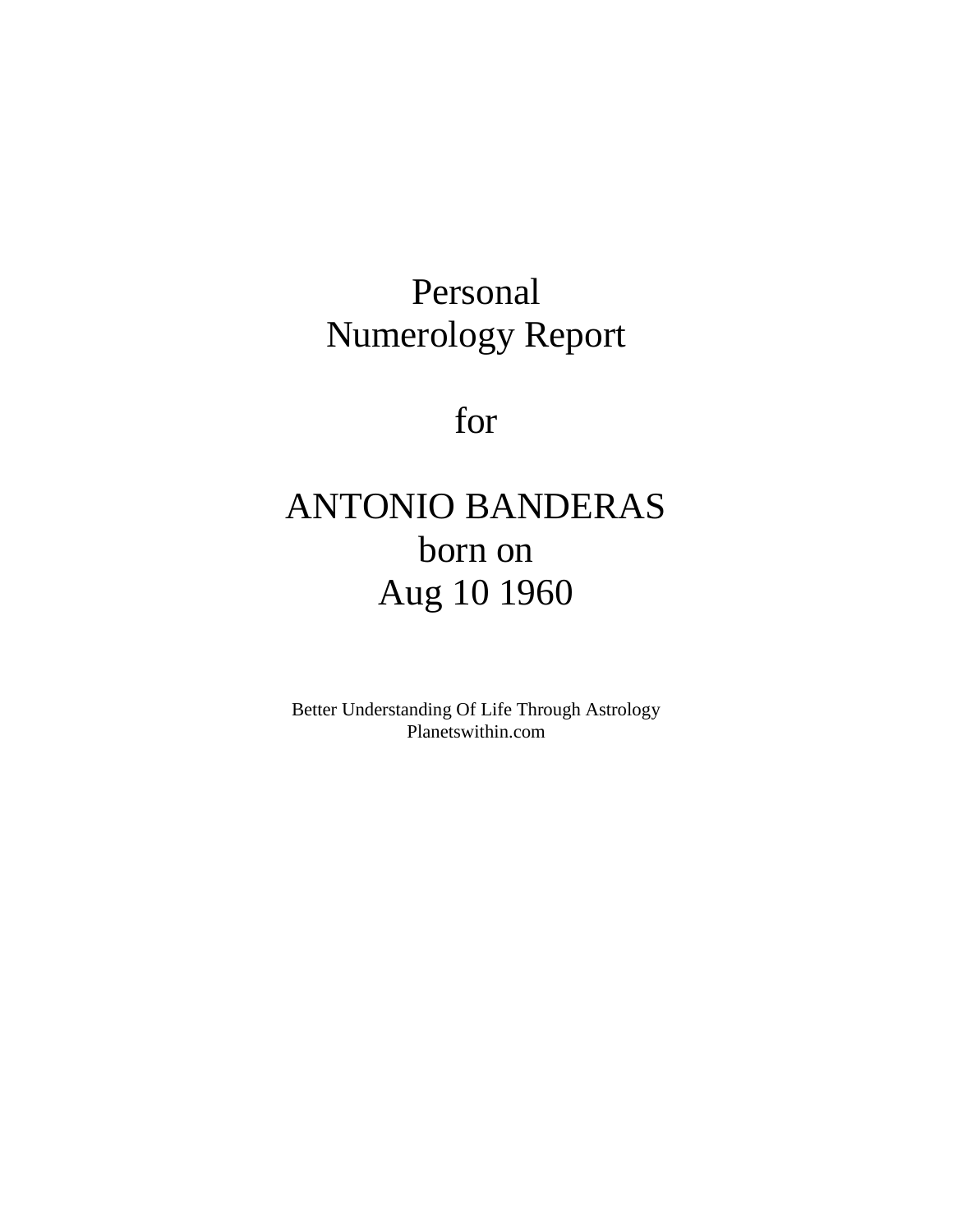# Personal Numerology Report

for

ANTONIO BANDERAS
born on
Aug 10 1960

Better Understanding Of Life Through Astrology
Planetswithin.com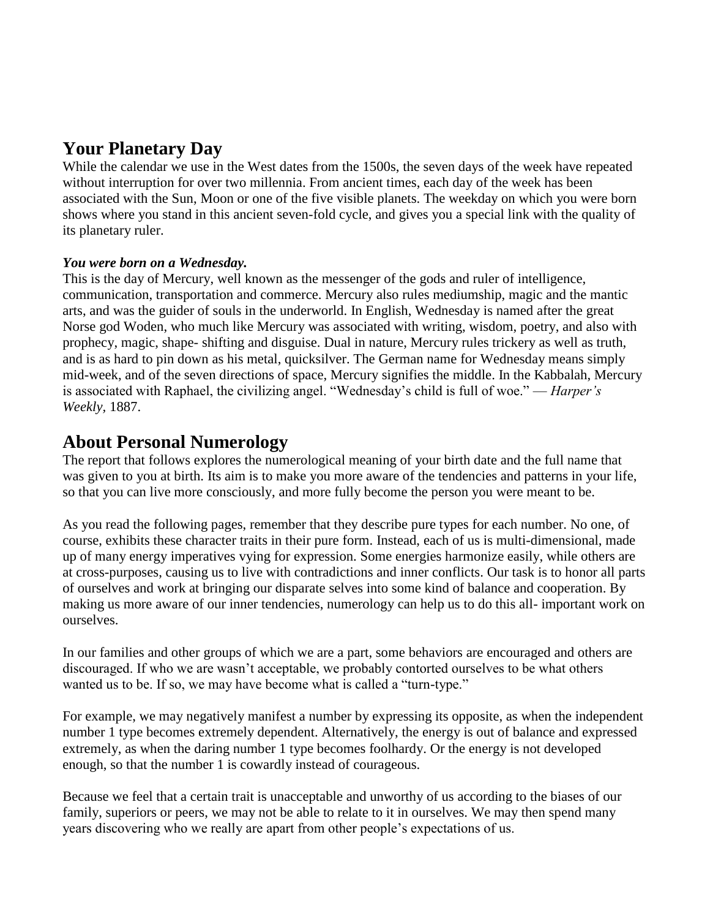## Your Planetary Day

While the calendar we use in the West dates from the 1500s, the seven days of the week have repeated without interruption for over two millennia. From ancient times, each day of the week has been associated with the Sun, Moon or one of the five visible planets. The weekday on which you were born shows where you stand in this ancient seven-fold cycle, and gives you a special link with the quality of its planetary ruler.

***You were born on a Wednesday.***

This is the day of Mercury, well known as the messenger of the gods and ruler of intelligence, communication, transportation and commerce. Mercury also rules mediumship, magic and the mantic arts, and was the guider of souls in the underworld. In English, Wednesday is named after the great Norse god Woden, who much like Mercury was associated with writing, wisdom, poetry, and also with prophecy, magic, shape- shifting and disguise. Dual in nature, Mercury rules trickery as well as truth, and is as hard to pin down as his metal, quicksilver. The German name for Wednesday means simply mid-week, and of the seven directions of space, Mercury signifies the middle. In the Kabbalah, Mercury is associated with Raphael, the civilizing angel. "Wednesday's child is full of woe." — *Harper's Weekly*, 1887.

## About Personal Numerology

The report that follows explores the numerological meaning of your birth date and the full name that was given to you at birth. Its aim is to make you more aware of the tendencies and patterns in your life, so that you can live more consciously, and more fully become the person you were meant to be.

As you read the following pages, remember that they describe pure types for each number. No one, of course, exhibits these character traits in their pure form. Instead, each of us is multi-dimensional, made up of many energy imperatives vying for expression. Some energies harmonize easily, while others are at cross-purposes, causing us to live with contradictions and inner conflicts. Our task is to honor all parts of ourselves and work at bringing our disparate selves into some kind of balance and cooperation. By making us more aware of our inner tendencies, numerology can help us to do this all- important work on ourselves.

In our families and other groups of which we are a part, some behaviors are encouraged and others are discouraged. If who we are wasn't acceptable, we probably contorted ourselves to be what others wanted us to be. If so, we may have become what is called a "turn-type."

For example, we may negatively manifest a number by expressing its opposite, as when the independent number 1 type becomes extremely dependent. Alternatively, the energy is out of balance and expressed extremely, as when the daring number 1 type becomes foolhardy. Or the energy is not developed enough, so that the number 1 is cowardly instead of courageous.

Because we feel that a certain trait is unacceptable and unworthy of us according to the biases of our family, superiors or peers, we may not be able to relate to it in ourselves. We may then spend many years discovering who we really are apart from other people's expectations of us.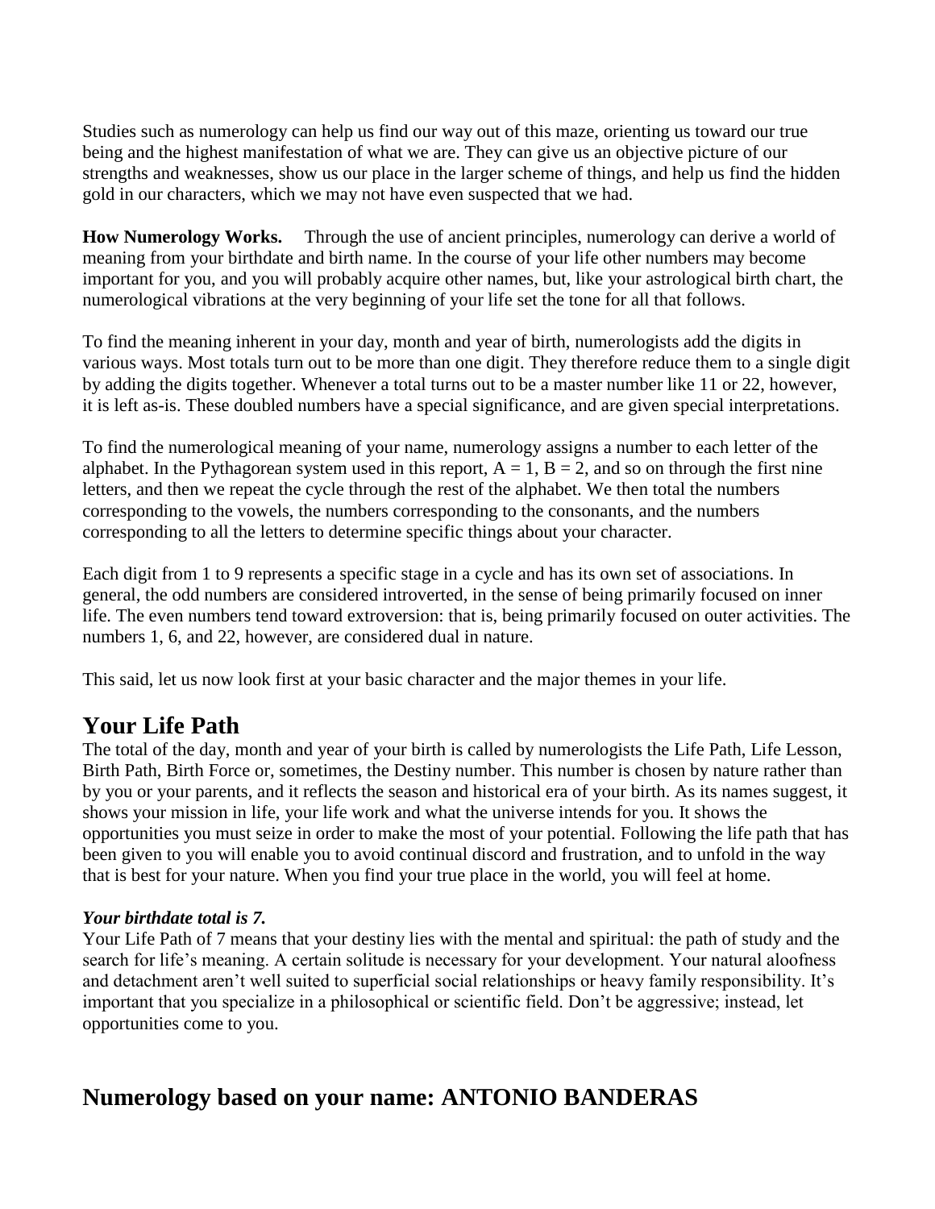Studies such as numerology can help us find our way out of this maze, orienting us toward our true being and the highest manifestation of what we are. They can give us an objective picture of our strengths and weaknesses, show us our place in the larger scheme of things, and help us find the hidden gold in our characters, which we may not have even suspected that we had.

**How Numerology Works.** Through the use of ancient principles, numerology can derive a world of meaning from your birthdate and birth name. In the course of your life other numbers may become important for you, and you will probably acquire other names, but, like your astrological birth chart, the numerological vibrations at the very beginning of your life set the tone for all that follows.

To find the meaning inherent in your day, month and year of birth, numerologists add the digits in various ways. Most totals turn out to be more than one digit. They therefore reduce them to a single digit by adding the digits together. Whenever a total turns out to be a master number like 11 or 22, however, it is left as-is. These doubled numbers have a special significance, and are given special interpretations.

To find the numerological meaning of your name, numerology assigns a number to each letter of the alphabet. In the Pythagorean system used in this report, A = 1, B = 2, and so on through the first nine letters, and then we repeat the cycle through the rest of the alphabet. We then total the numbers corresponding to the vowels, the numbers corresponding to the consonants, and the numbers corresponding to all the letters to determine specific things about your character.

Each digit from 1 to 9 represents a specific stage in a cycle and has its own set of associations. In general, the odd numbers are considered introverted, in the sense of being primarily focused on inner life. The even numbers tend toward extroversion: that is, being primarily focused on outer activities. The numbers 1, 6, and 22, however, are considered dual in nature.

This said, let us now look first at your basic character and the major themes in your life.

## Your Life Path

The total of the day, month and year of your birth is called by numerologists the Life Path, Life Lesson, Birth Path, Birth Force or, sometimes, the Destiny number. This number is chosen by nature rather than by you or your parents, and it reflects the season and historical era of your birth. As its names suggest, it shows your mission in life, your life work and what the universe intends for you. It shows the opportunities you must seize in order to make the most of your potential. Following the life path that has been given to you will enable you to avoid continual discord and frustration, and to unfold in the way that is best for your nature. When you find your true place in the world, you will feel at home.

***Your birthdate total is 7.***

Your Life Path of 7 means that your destiny lies with the mental and spiritual: the path of study and the search for life's meaning. A certain solitude is necessary for your development. Your natural aloofness and detachment aren't well suited to superficial social relationships or heavy family responsibility. It's important that you specialize in a philosophical or scientific field. Don't be aggressive; instead, let opportunities come to you.

## Numerology based on your name: ANTONIO BANDERAS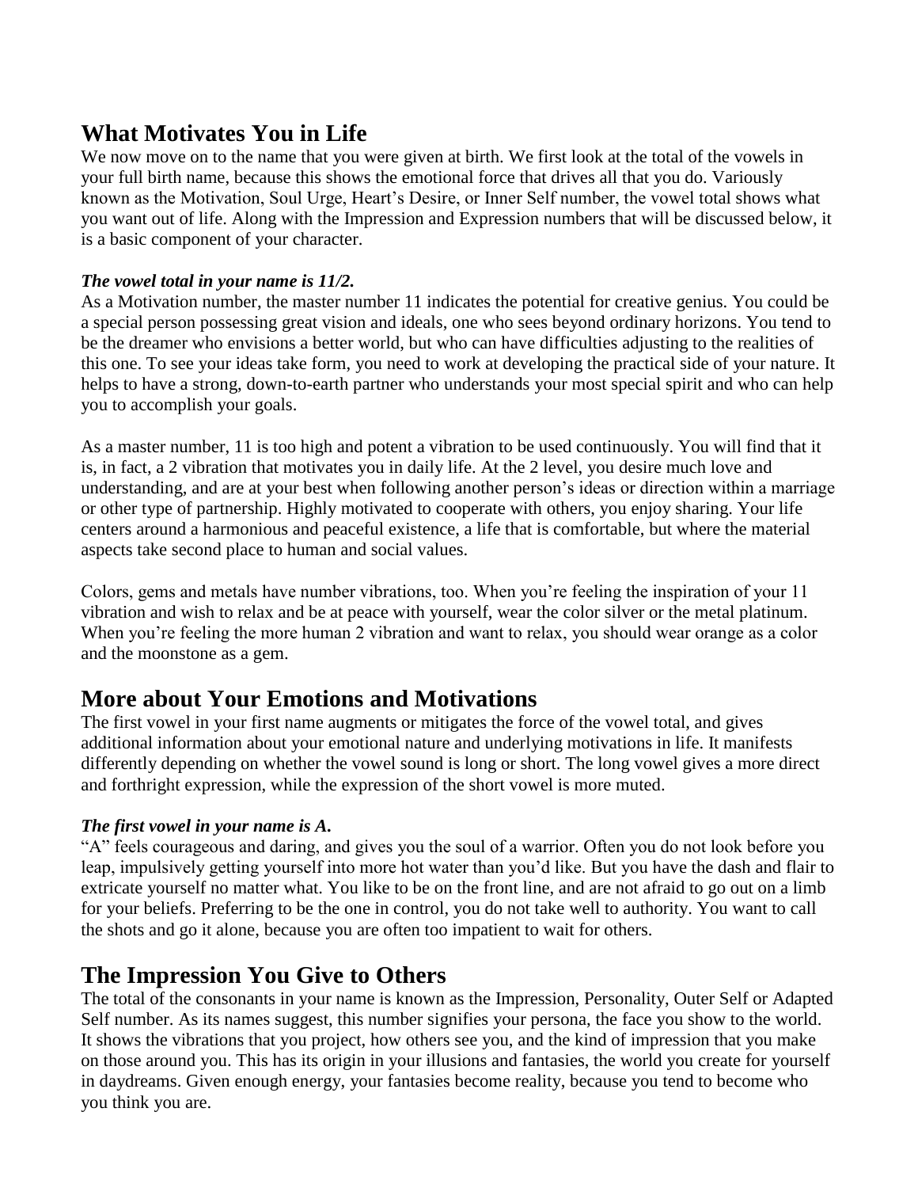## What Motivates You in Life

We now move on to the name that you were given at birth. We first look at the total of the vowels in your full birth name, because this shows the emotional force that drives all that you do. Variously known as the Motivation, Soul Urge, Heart's Desire, or Inner Self number, the vowel total shows what you want out of life. Along with the Impression and Expression numbers that will be discussed below, it is a basic component of your character.

***The vowel total in your name is 11/2.***

As a Motivation number, the master number 11 indicates the potential for creative genius. You could be a special person possessing great vision and ideals, one who sees beyond ordinary horizons. You tend to be the dreamer who envisions a better world, but who can have difficulties adjusting to the realities of this one. To see your ideas take form, you need to work at developing the practical side of your nature. It helps to have a strong, down-to-earth partner who understands your most special spirit and who can help you to accomplish your goals.

As a master number, 11 is too high and potent a vibration to be used continuously. You will find that it is, in fact, a 2 vibration that motivates you in daily life. At the 2 level, you desire much love and understanding, and are at your best when following another person's ideas or direction within a marriage or other type of partnership. Highly motivated to cooperate with others, you enjoy sharing. Your life centers around a harmonious and peaceful existence, a life that is comfortable, but where the material aspects take second place to human and social values.

Colors, gems and metals have number vibrations, too. When you're feeling the inspiration of your 11 vibration and wish to relax and be at peace with yourself, wear the color silver or the metal platinum. When you're feeling the more human 2 vibration and want to relax, you should wear orange as a color and the moonstone as a gem.

## More about Your Emotions and Motivations

The first vowel in your first name augments or mitigates the force of the vowel total, and gives additional information about your emotional nature and underlying motivations in life. It manifests differently depending on whether the vowel sound is long or short. The long vowel gives a more direct and forthright expression, while the expression of the short vowel is more muted.

***The first vowel in your name is A.***

"A" feels courageous and daring, and gives you the soul of a warrior. Often you do not look before you leap, impulsively getting yourself into more hot water than you'd like. But you have the dash and flair to extricate yourself no matter what. You like to be on the front line, and are not afraid to go out on a limb for your beliefs. Preferring to be the one in control, you do not take well to authority. You want to call the shots and go it alone, because you are often too impatient to wait for others.

## The Impression You Give to Others

The total of the consonants in your name is known as the Impression, Personality, Outer Self or Adapted Self number. As its names suggest, this number signifies your persona, the face you show to the world. It shows the vibrations that you project, how others see you, and the kind of impression that you make on those around you. This has its origin in your illusions and fantasies, the world you create for yourself in daydreams. Given enough energy, your fantasies become reality, because you tend to become who you think you are.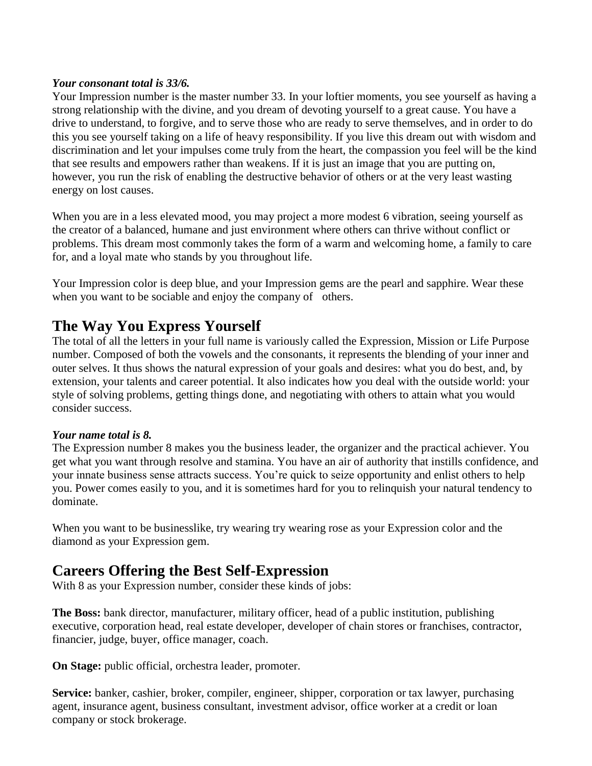***Your consonant total is 33/6.***

Your Impression number is the master number 33. In your loftier moments, you see yourself as having a strong relationship with the divine, and you dream of devoting yourself to a great cause. You have a drive to understand, to forgive, and to serve those who are ready to serve themselves, and in order to do this you see yourself taking on a life of heavy responsibility. If you live this dream out with wisdom and discrimination and let your impulses come truly from the heart, the compassion you feel will be the kind that see results and empowers rather than weakens. If it is just an image that you are putting on, however, you run the risk of enabling the destructive behavior of others or at the very least wasting energy on lost causes.

When you are in a less elevated mood, you may project a more modest 6 vibration, seeing yourself as the creator of a balanced, humane and just environment where others can thrive without conflict or problems. This dream most commonly takes the form of a warm and welcoming home, a family to care for, and a loyal mate who stands by you throughout life.

Your Impression color is deep blue, and your Impression gems are the pearl and sapphire. Wear these when you want to be sociable and enjoy the company of others.

## The Way You Express Yourself

The total of all the letters in your full name is variously called the Expression, Mission or Life Purpose number. Composed of both the vowels and the consonants, it represents the blending of your inner and outer selves. It thus shows the natural expression of your goals and desires: what you do best, and, by extension, your talents and career potential. It also indicates how you deal with the outside world: your style of solving problems, getting things done, and negotiating with others to attain what you would consider success.

***Your name total is 8.***

The Expression number 8 makes you the business leader, the organizer and the practical achiever. You get what you want through resolve and stamina. You have an air of authority that instills confidence, and your innate business sense attracts success. You're quick to seize opportunity and enlist others to help you. Power comes easily to you, and it is sometimes hard for you to relinquish your natural tendency to dominate.

When you want to be businesslike, try wearing try wearing rose as your Expression color and the diamond as your Expression gem.

## Careers Offering the Best Self-Expression

With 8 as your Expression number, consider these kinds of jobs:

**The Boss:** bank director, manufacturer, military officer, head of a public institution, publishing executive, corporation head, real estate developer, developer of chain stores or franchises, contractor, financier, judge, buyer, office manager, coach.

**On Stage:** public official, orchestra leader, promoter.

**Service:** banker, cashier, broker, compiler, engineer, shipper, corporation or tax lawyer, purchasing agent, insurance agent, business consultant, investment advisor, office worker at a credit or loan company or stock brokerage.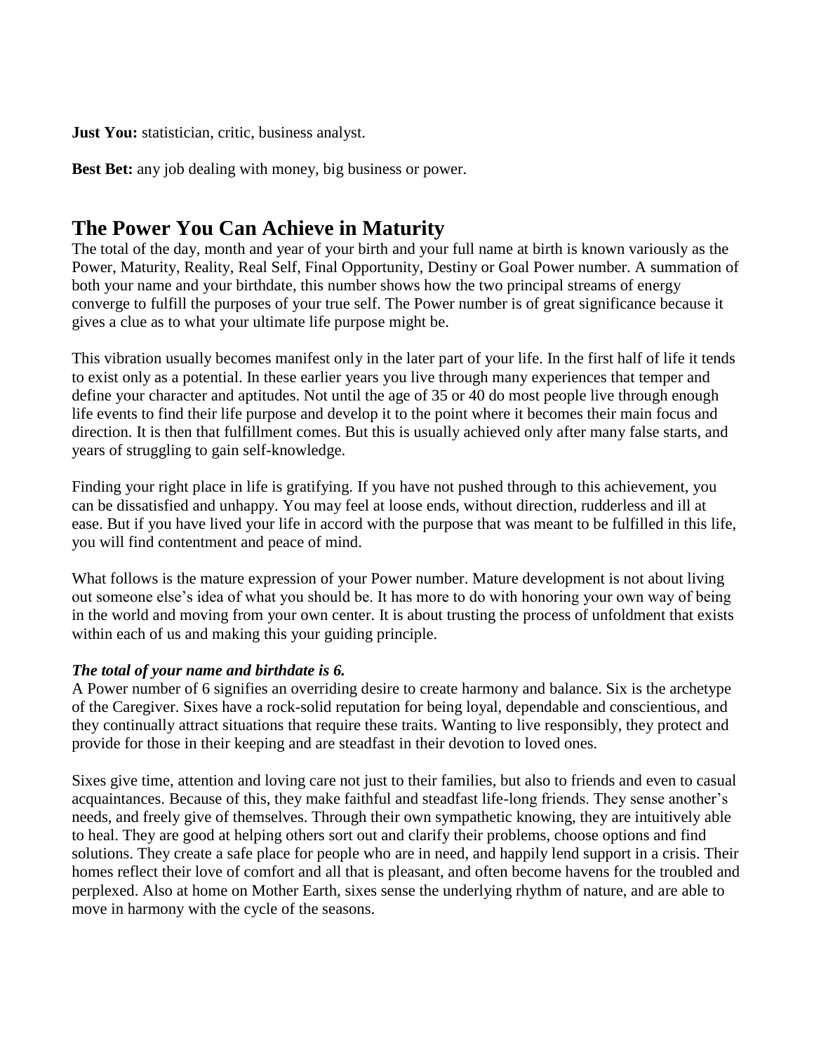**Just You:** statistician, critic, business analyst.

**Best Bet:** any job dealing with money, big business or power.

## The Power You Can Achieve in Maturity

The total of the day, month and year of your birth and your full name at birth is known variously as the Power, Maturity, Reality, Real Self, Final Opportunity, Destiny or Goal Power number. A summation of both your name and your birthdate, this number shows how the two principal streams of energy converge to fulfill the purposes of your true self. The Power number is of great significance because it gives a clue as to what your ultimate life purpose might be.

This vibration usually becomes manifest only in the later part of your life. In the first half of life it tends to exist only as a potential. In these earlier years you live through many experiences that temper and define your character and aptitudes. Not until the age of 35 or 40 do most people live through enough life events to find their life purpose and develop it to the point where it becomes their main focus and direction. It is then that fulfillment comes. But this is usually achieved only after many false starts, and years of struggling to gain self-knowledge.

Finding your right place in life is gratifying. If you have not pushed through to this achievement, you can be dissatisfied and unhappy. You may feel at loose ends, without direction, rudderless and ill at ease. But if you have lived your life in accord with the purpose that was meant to be fulfilled in this life, you will find contentment and peace of mind.

What follows is the mature expression of your Power number. Mature development is not about living out someone else's idea of what you should be. It has more to do with honoring your own way of being in the world and moving from your own center. It is about trusting the process of unfoldment that exists within each of us and making this your guiding principle.

***The total of your name and birthdate is 6.***

A Power number of 6 signifies an overriding desire to create harmony and balance. Six is the archetype of the Caregiver. Sixes have a rock-solid reputation for being loyal, dependable and conscientious, and they continually attract situations that require these traits. Wanting to live responsibly, they protect and provide for those in their keeping and are steadfast in their devotion to loved ones.

Sixes give time, attention and loving care not just to their families, but also to friends and even to casual acquaintances. Because of this, they make faithful and steadfast life-long friends. They sense another's needs, and freely give of themselves. Through their own sympathetic knowing, they are intuitively able to heal. They are good at helping others sort out and clarify their problems, choose options and find solutions. They create a safe place for people who are in need, and happily lend support in a crisis. Their homes reflect their love of comfort and all that is pleasant, and often become havens for the troubled and perplexed. Also at home on Mother Earth, sixes sense the underlying rhythm of nature, and are able to move in harmony with the cycle of the seasons.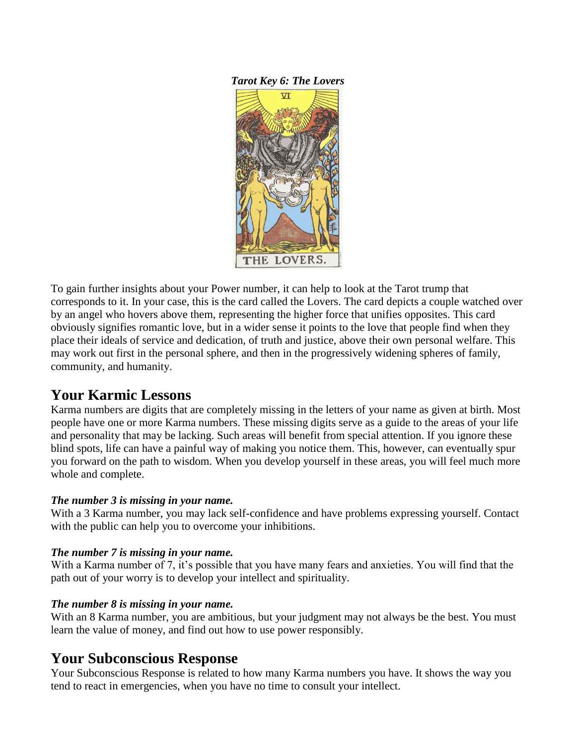***Tarot Key 6: The Lovers***

To gain further insights about your Power number, it can help to look at the Tarot trump that corresponds to it. In your case, this is the card called the Lovers. The card depicts a couple watched over by an angel who hovers above them, representing the higher force that unifies opposites. This card obviously signifies romantic love, but in a wider sense it points to the love that people find when they place their ideals of service and dedication, of truth and justice, above their own personal welfare. This may work out first in the personal sphere, and then in the progressively widening spheres of family, community, and humanity.

## Your Karmic Lessons

Karma numbers are digits that are completely missing in the letters of your name as given at birth. Most people have one or more Karma numbers. These missing digits serve as a guide to the areas of your life and personality that may be lacking. Such areas will benefit from special attention. If you ignore these blind spots, life can have a painful way of making you notice them. This, however, can eventually spur you forward on the path to wisdom. When you develop yourself in these areas, you will feel much more whole and complete.

***The number 3 is missing in your name.***

With a 3 Karma number, you may lack self-confidence and have problems expressing yourself. Contact with the public can help you to overcome your inhibitions.

***The number 7 is missing in your name.***

With a Karma number of 7, it's possible that you have many fears and anxieties. You will find that the path out of your worry is to develop your intellect and spirituality.

***The number 8 is missing in your name.***

With an 8 Karma number, you are ambitious, but your judgment may not always be the best. You must learn the value of money, and find out how to use power responsibly.

## Your Subconscious Response

Your Subconscious Response is related to how many Karma numbers you have. It shows the way you tend to react in emergencies, when you have no time to consult your intellect.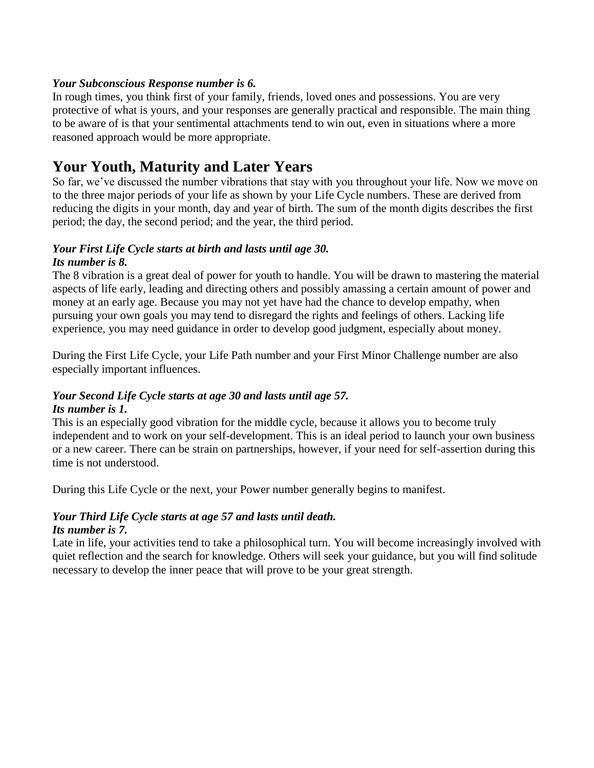***Your Subconscious Response number is 6.***

In rough times, you think first of your family, friends, loved ones and possessions. You are very protective of what is yours, and your responses are generally practical and responsible. The main thing to be aware of is that your sentimental attachments tend to win out, even in situations where a more reasoned approach would be more appropriate.

## Your Youth, Maturity and Later Years

So far, we've discussed the number vibrations that stay with you throughout your life. Now we move on to the three major periods of your life as shown by your Life Cycle numbers. These are derived from reducing the digits in your month, day and year of birth. The sum of the month digits describes the first period; the day, the second period; and the year, the third period.

***Your First Life Cycle starts at birth and lasts until age 30.***
***Its number is 8.***

The 8 vibration is a great deal of power for youth to handle. You will be drawn to mastering the material aspects of life early, leading and directing others and possibly amassing a certain amount of power and money at an early age. Because you may not yet have had the chance to develop empathy, when pursuing your own goals you may tend to disregard the rights and feelings of others. Lacking life experience, you may need guidance in order to develop good judgment, especially about money.

During the First Life Cycle, your Life Path number and your First Minor Challenge number are also especially important influences.

***Your Second Life Cycle starts at age 30 and lasts until age 57.***
***Its number is 1.***

This is an especially good vibration for the middle cycle, because it allows you to become truly independent and to work on your self-development. This is an ideal period to launch your own business or a new career. There can be strain on partnerships, however, if your need for self-assertion during this time is not understood.

During this Life Cycle or the next, your Power number generally begins to manifest.

***Your Third Life Cycle starts at age 57 and lasts until death.***
***Its number is 7.***

Late in life, your activities tend to take a philosophical turn. You will become increasingly involved with quiet reflection and the search for knowledge. Others will seek your guidance, but you will find solitude necessary to develop the inner peace that will prove to be your great strength.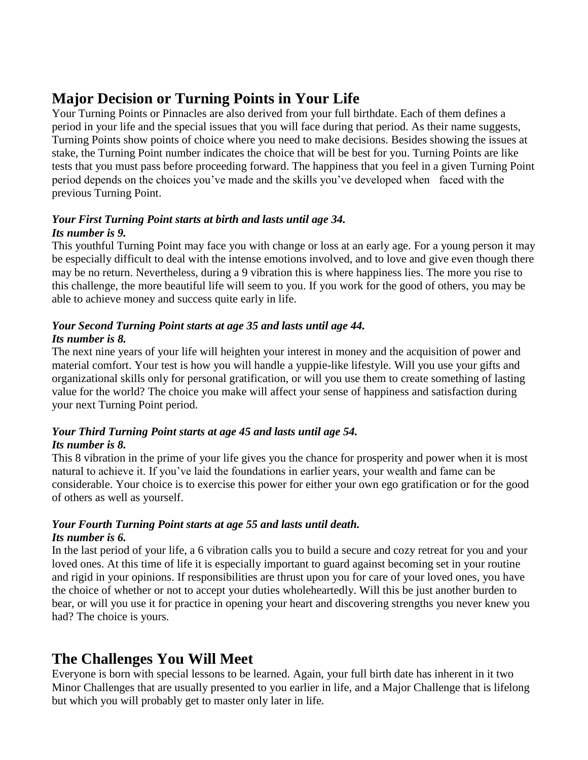## Major Decision or Turning Points in Your Life

Your Turning Points or Pinnacles are also derived from your full birthdate. Each of them defines a period in your life and the special issues that you will face during that period. As their name suggests, Turning Points show points of choice where you need to make decisions. Besides showing the issues at stake, the Turning Point number indicates the choice that will be best for you. Turning Points are like tests that you must pass before proceeding forward. The happiness that you feel in a given Turning Point period depends on the choices you've made and the skills you've developed when faced with the previous Turning Point.

***Your First Turning Point starts at birth and lasts until age 34.***
***Its number is 9.***

This youthful Turning Point may face you with change or loss at an early age. For a young person it may be especially difficult to deal with the intense emotions involved, and to love and give even though there may be no return. Nevertheless, during a 9 vibration this is where happiness lies. The more you rise to this challenge, the more beautiful life will seem to you. If you work for the good of others, you may be able to achieve money and success quite early in life.

***Your Second Turning Point starts at age 35 and lasts until age 44.***
***Its number is 8.***

The next nine years of your life will heighten your interest in money and the acquisition of power and material comfort. Your test is how you will handle a yuppie-like lifestyle. Will you use your gifts and organizational skills only for personal gratification, or will you use them to create something of lasting value for the world? The choice you make will affect your sense of happiness and satisfaction during your next Turning Point period.

***Your Third Turning Point starts at age 45 and lasts until age 54.***
***Its number is 8.***

This 8 vibration in the prime of your life gives you the chance for prosperity and power when it is most natural to achieve it. If you've laid the foundations in earlier years, your wealth and fame can be considerable. Your choice is to exercise this power for either your own ego gratification or for the good of others as well as yourself.

***Your Fourth Turning Point starts at age 55 and lasts until death.***
***Its number is 6.***

In the last period of your life, a 6 vibration calls you to build a secure and cozy retreat for you and your loved ones. At this time of life it is especially important to guard against becoming set in your routine and rigid in your opinions. If responsibilities are thrust upon you for care of your loved ones, you have the choice of whether or not to accept your duties wholeheartedly. Will this be just another burden to bear, or will you use it for practice in opening your heart and discovering strengths you never knew you had? The choice is yours.

## The Challenges You Will Meet

Everyone is born with special lessons to be learned. Again, your full birth date has inherent in it two Minor Challenges that are usually presented to you earlier in life, and a Major Challenge that is lifelong but which you will probably get to master only later in life.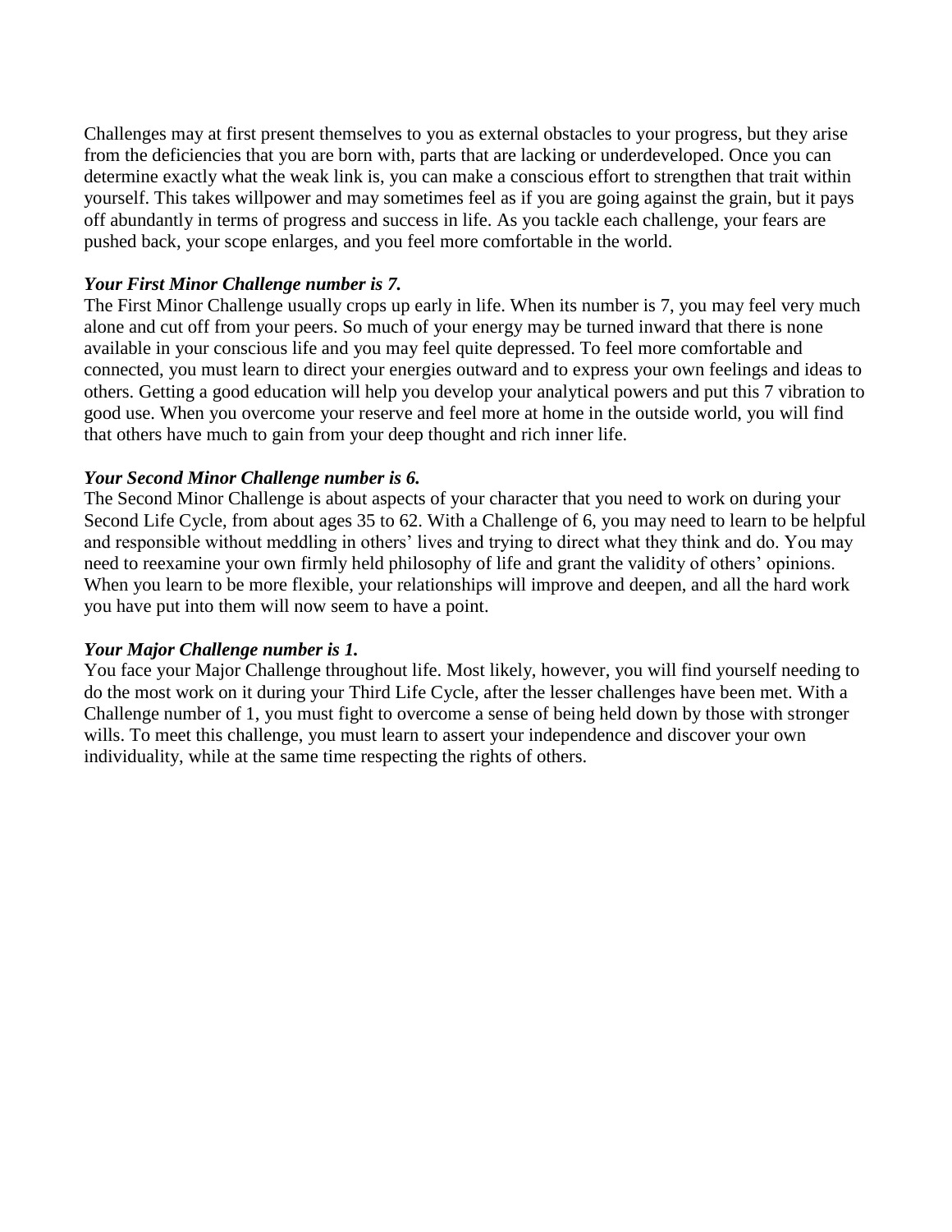Challenges may at first present themselves to you as external obstacles to your progress, but they arise from the deficiencies that you are born with, parts that are lacking or underdeveloped. Once you can determine exactly what the weak link is, you can make a conscious effort to strengthen that trait within yourself. This takes willpower and may sometimes feel as if you are going against the grain, but it pays off abundantly in terms of progress and success in life. As you tackle each challenge, your fears are pushed back, your scope enlarges, and you feel more comfortable in the world.

***Your First Minor Challenge number is 7.***

The First Minor Challenge usually crops up early in life. When its number is 7, you may feel very much alone and cut off from your peers. So much of your energy may be turned inward that there is none available in your conscious life and you may feel quite depressed. To feel more comfortable and connected, you must learn to direct your energies outward and to express your own feelings and ideas to others. Getting a good education will help you develop your analytical powers and put this 7 vibration to good use. When you overcome your reserve and feel more at home in the outside world, you will find that others have much to gain from your deep thought and rich inner life.

***Your Second Minor Challenge number is 6.***

The Second Minor Challenge is about aspects of your character that you need to work on during your Second Life Cycle, from about ages 35 to 62. With a Challenge of 6, you may need to learn to be helpful and responsible without meddling in others' lives and trying to direct what they think and do. You may need to reexamine your own firmly held philosophy of life and grant the validity of others' opinions. When you learn to be more flexible, your relationships will improve and deepen, and all the hard work you have put into them will now seem to have a point.

***Your Major Challenge number is 1.***

You face your Major Challenge throughout life. Most likely, however, you will find yourself needing to do the most work on it during your Third Life Cycle, after the lesser challenges have been met. With a Challenge number of 1, you must fight to overcome a sense of being held down by those with stronger wills. To meet this challenge, you must learn to assert your independence and discover your own individuality, while at the same time respecting the rights of others.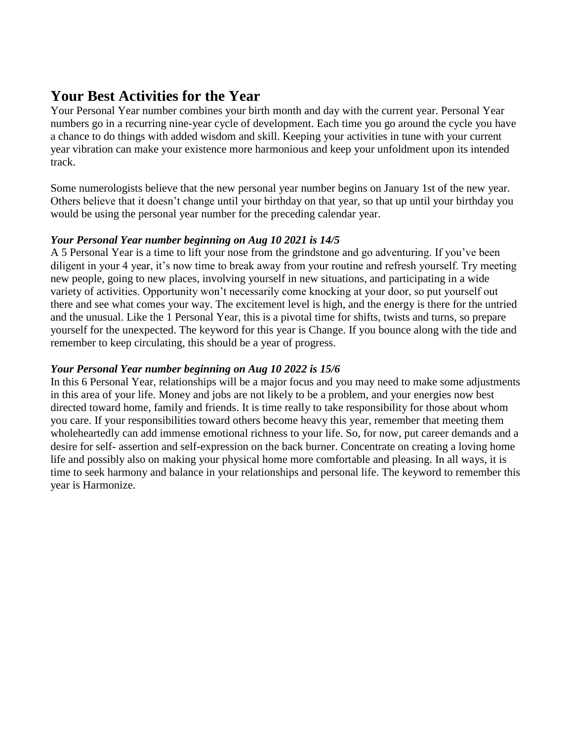## Your Best Activities for the Year

Your Personal Year number combines your birth month and day with the current year. Personal Year numbers go in a recurring nine-year cycle of development. Each time you go around the cycle you have a chance to do things with added wisdom and skill. Keeping your activities in tune with your current year vibration can make your existence more harmonious and keep your unfoldment upon its intended track.

Some numerologists believe that the new personal year number begins on January 1st of the new year. Others believe that it doesn't change until your birthday on that year, so that up until your birthday you would be using the personal year number for the preceding calendar year.

***Your Personal Year number beginning on Aug 10 2021 is 14/5***

A 5 Personal Year is a time to lift your nose from the grindstone and go adventuring. If you've been diligent in your 4 year, it's now time to break away from your routine and refresh yourself. Try meeting new people, going to new places, involving yourself in new situations, and participating in a wide variety of activities. Opportunity won't necessarily come knocking at your door, so put yourself out there and see what comes your way. The excitement level is high, and the energy is there for the untried and the unusual. Like the 1 Personal Year, this is a pivotal time for shifts, twists and turns, so prepare yourself for the unexpected. The keyword for this year is Change. If you bounce along with the tide and remember to keep circulating, this should be a year of progress.

***Your Personal Year number beginning on Aug 10 2022 is 15/6***

In this 6 Personal Year, relationships will be a major focus and you may need to make some adjustments in this area of your life. Money and jobs are not likely to be a problem, and your energies now best directed toward home, family and friends. It is time really to take responsibility for those about whom you care. If your responsibilities toward others become heavy this year, remember that meeting them wholeheartedly can add immense emotional richness to your life. So, for now, put career demands and a desire for self- assertion and self-expression on the back burner. Concentrate on creating a loving home life and possibly also on making your physical home more comfortable and pleasing. In all ways, it is time to seek harmony and balance in your relationships and personal life. The keyword to remember this year is Harmonize.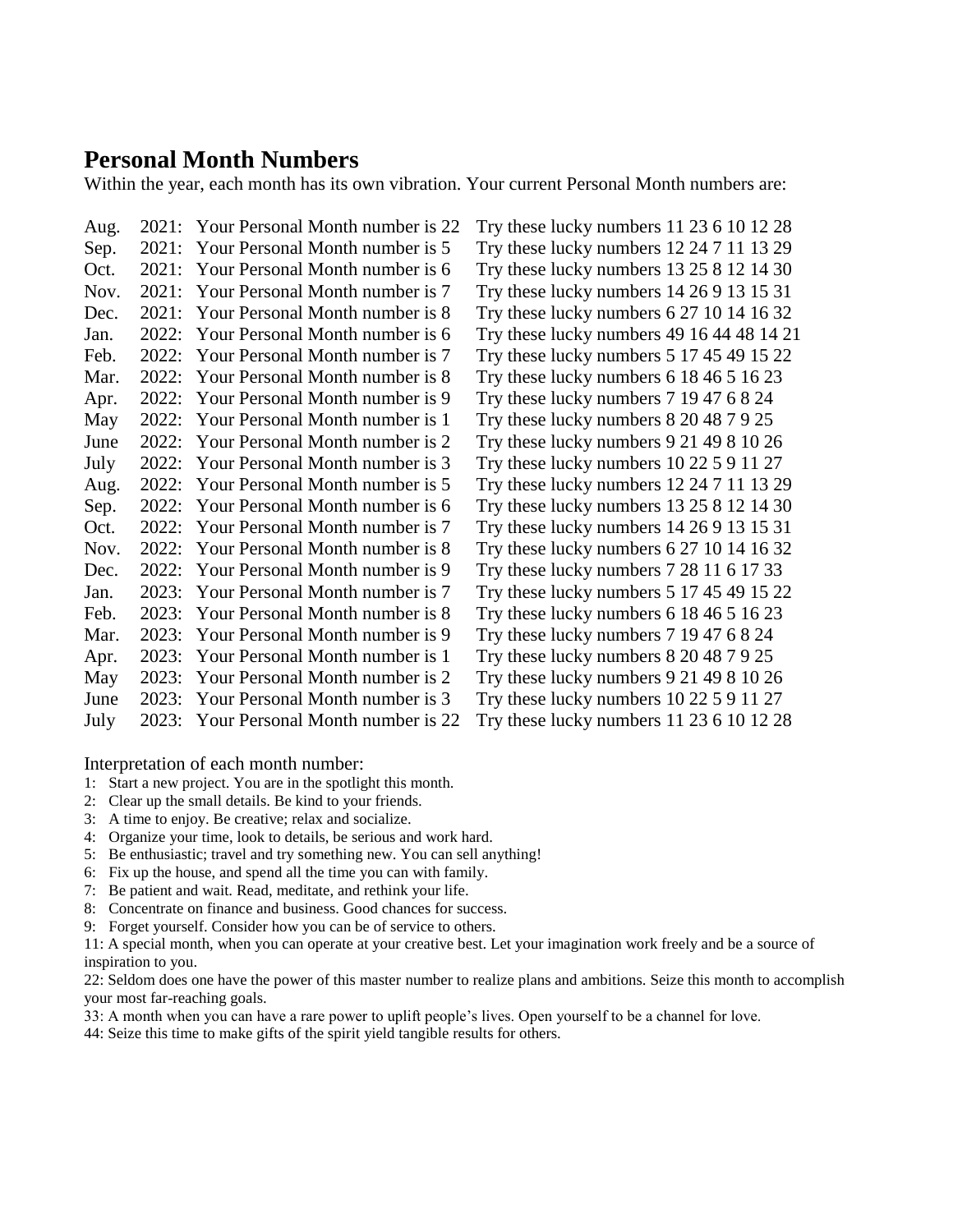## Personal Month Numbers

Within the year, each month has its own vibration. Your current Personal Month numbers are:

| | | | |
|---|---|---|---|
| Aug. | 2021: | Your Personal Month number is 22 | Try these lucky numbers 11 23 6 10 12 28 |
| Sep. | 2021: | Your Personal Month number is 5 | Try these lucky numbers 12 24 7 11 13 29 |
| Oct. | 2021: | Your Personal Month number is 6 | Try these lucky numbers 13 25 8 12 14 30 |
| Nov. | 2021: | Your Personal Month number is 7 | Try these lucky numbers 14 26 9 13 15 31 |
| Dec. | 2021: | Your Personal Month number is 8 | Try these lucky numbers 6 27 10 14 16 32 |
| Jan. | 2022: | Your Personal Month number is 6 | Try these lucky numbers 49 16 44 48 14 21 |
| Feb. | 2022: | Your Personal Month number is 7 | Try these lucky numbers 5 17 45 49 15 22 |
| Mar. | 2022: | Your Personal Month number is 8 | Try these lucky numbers 6 18 46 5 16 23 |
| Apr. | 2022: | Your Personal Month number is 9 | Try these lucky numbers 7 19 47 6 8 24 |
| May | 2022: | Your Personal Month number is 1 | Try these lucky numbers 8 20 48 7 9 25 |
| June | 2022: | Your Personal Month number is 2 | Try these lucky numbers 9 21 49 8 10 26 |
| July | 2022: | Your Personal Month number is 3 | Try these lucky numbers 10 22 5 9 11 27 |
| Aug. | 2022: | Your Personal Month number is 5 | Try these lucky numbers 12 24 7 11 13 29 |
| Sep. | 2022: | Your Personal Month number is 6 | Try these lucky numbers 13 25 8 12 14 30 |
| Oct. | 2022: | Your Personal Month number is 7 | Try these lucky numbers 14 26 9 13 15 31 |
| Nov. | 2022: | Your Personal Month number is 8 | Try these lucky numbers 6 27 10 14 16 32 |
| Dec. | 2022: | Your Personal Month number is 9 | Try these lucky numbers 7 28 11 6 17 33 |
| Jan. | 2023: | Your Personal Month number is 7 | Try these lucky numbers 5 17 45 49 15 22 |
| Feb. | 2023: | Your Personal Month number is 8 | Try these lucky numbers 6 18 46 5 16 23 |
| Mar. | 2023: | Your Personal Month number is 9 | Try these lucky numbers 7 19 47 6 8 24 |
| Apr. | 2023: | Your Personal Month number is 1 | Try these lucky numbers 8 20 48 7 9 25 |
| May | 2023: | Your Personal Month number is 2 | Try these lucky numbers 9 21 49 8 10 26 |
| June | 2023: | Your Personal Month number is 3 | Try these lucky numbers 10 22 5 9 11 27 |
| July | 2023: | Your Personal Month number is 22 | Try these lucky numbers 11 23 6 10 12 28 |

Interpretation of each month number:

1: Start a new project. You are in the spotlight this month.
2: Clear up the small details. Be kind to your friends.
3: A time to enjoy. Be creative; relax and socialize.
4: Organize your time, look to details, be serious and work hard.
5: Be enthusiastic; travel and try something new. You can sell anything!
6: Fix up the house, and spend all the time you can with family.
7: Be patient and wait. Read, meditate, and rethink your life.
8: Concentrate on finance and business. Good chances for success.
9: Forget yourself. Consider how you can be of service to others.
11: A special month, when you can operate at your creative best. Let your imagination work freely and be a source of inspiration to you.
22: Seldom does one have the power of this master number to realize plans and ambitions. Seize this month to accomplish your most far-reaching goals.
33: A month when you can have a rare power to uplift people's lives. Open yourself to be a channel for love.
44: Seize this time to make gifts of the spirit yield tangible results for others.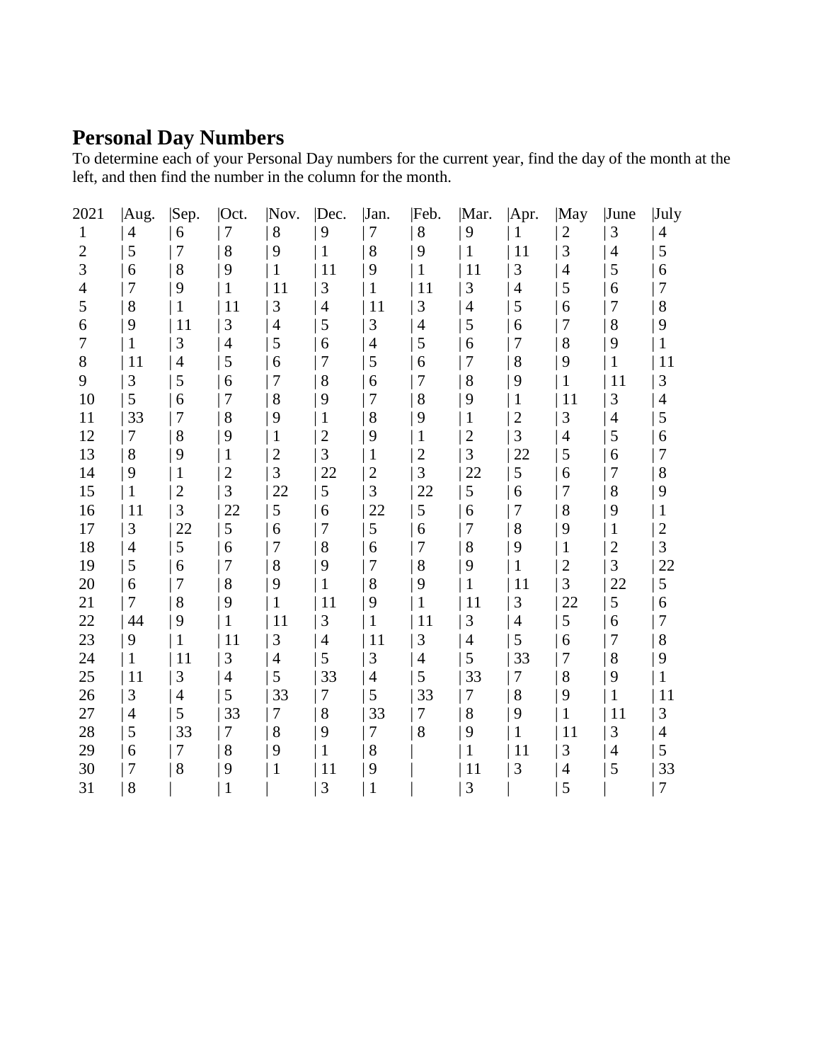## Personal Day Numbers

To determine each of your Personal Day numbers for the current year, find the day of the month at the left, and then find the number in the column for the month.

| 2021 | Aug. | Sep. | Oct. | Nov. | Dec. | Jan. | Feb. | Mar. | Apr. | May | June | July |
|---|---|---|---|---|---|---|---|---|---|---|---|---|
| 1 | 4 | 6 | 7 | 8 | 9 | 7 | 8 | 9 | 1 | 2 | 3 | 4 |
| 2 | 5 | 7 | 8 | 9 | 1 | 8 | 9 | 1 | 11 | 3 | 4 | 5 |
| 3 | 6 | 8 | 9 | 1 | 11 | 9 | 1 | 11 | 3 | 4 | 5 | 6 |
| 4 | 7 | 9 | 1 | 11 | 3 | 1 | 11 | 3 | 4 | 5 | 6 | 7 |
| 5 | 8 | 1 | 11 | 3 | 4 | 11 | 3 | 4 | 5 | 6 | 7 | 8 |
| 6 | 9 | 11 | 3 | 4 | 5 | 3 | 4 | 5 | 6 | 7 | 8 | 9 |
| 7 | 1 | 3 | 4 | 5 | 6 | 4 | 5 | 6 | 7 | 8 | 9 | 1 |
| 8 | 11 | 4 | 5 | 6 | 7 | 5 | 6 | 7 | 8 | 9 | 1 | 11 |
| 9 | 3 | 5 | 6 | 7 | 8 | 6 | 7 | 8 | 9 | 1 | 11 | 3 |
| 10 | 5 | 6 | 7 | 8 | 9 | 7 | 8 | 9 | 1 | 11 | 3 | 4 |
| 11 | 33 | 7 | 8 | 9 | 1 | 8 | 9 | 1 | 2 | 3 | 4 | 5 |
| 12 | 7 | 8 | 9 | 1 | 2 | 9 | 1 | 2 | 3 | 4 | 5 | 6 |
| 13 | 8 | 9 | 1 | 2 | 3 | 1 | 2 | 3 | 22 | 5 | 6 | 7 |
| 14 | 9 | 1 | 2 | 3 | 22 | 2 | 3 | 22 | 5 | 6 | 7 | 8 |
| 15 | 1 | 2 | 3 | 22 | 5 | 3 | 22 | 5 | 6 | 7 | 8 | 9 |
| 16 | 11 | 3 | 22 | 5 | 6 | 22 | 5 | 6 | 7 | 8 | 9 | 1 |
| 17 | 3 | 22 | 5 | 6 | 7 | 5 | 6 | 7 | 8 | 9 | 1 | 2 |
| 18 | 4 | 5 | 6 | 7 | 8 | 6 | 7 | 8 | 9 | 1 | 2 | 3 |
| 19 | 5 | 6 | 7 | 8 | 9 | 7 | 8 | 9 | 1 | 2 | 3 | 22 |
| 20 | 6 | 7 | 8 | 9 | 1 | 8 | 9 | 1 | 11 | 3 | 22 | 5 |
| 21 | 7 | 8 | 9 | 1 | 11 | 9 | 1 | 11 | 3 | 22 | 5 | 6 |
| 22 | 44 | 9 | 1 | 11 | 3 | 1 | 11 | 3 | 4 | 5 | 6 | 7 |
| 23 | 9 | 1 | 11 | 3 | 4 | 11 | 3 | 4 | 5 | 6 | 7 | 8 |
| 24 | 1 | 11 | 3 | 4 | 5 | 3 | 4 | 5 | 33 | 7 | 8 | 9 |
| 25 | 11 | 3 | 4 | 5 | 33 | 4 | 5 | 33 | 7 | 8 | 9 | 1 |
| 26 | 3 | 4 | 5 | 33 | 7 | 5 | 33 | 7 | 8 | 9 | 1 | 11 |
| 27 | 4 | 5 | 33 | 7 | 8 | 33 | 7 | 8 | 9 | 1 | 11 | 3 |
| 28 | 5 | 33 | 7 | 8 | 9 | 7 | 8 | 9 | 1 | 11 | 3 | 4 |
| 29 | 6 | 7 | 8 | 9 | 1 | 8 | | 1 | 11 | 3 | 4 | 5 |
| 30 | 7 | 8 | 9 | 1 | 11 | 9 | | 11 | 3 | 4 | 5 | 33 |
| 31 | 8 | | 1 | | 3 | 1 | | 3 | | 5 | | 7 |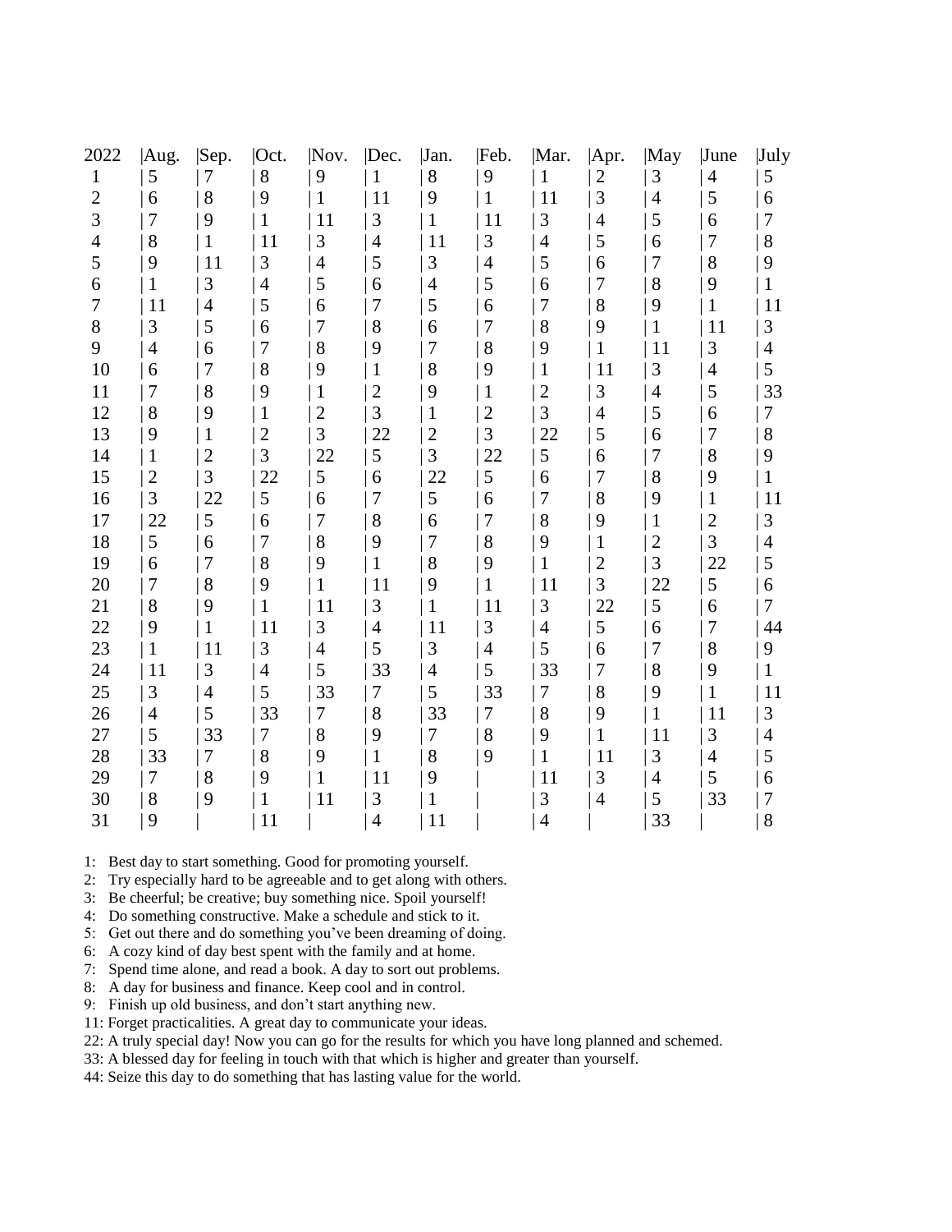| 2022 | Aug. | Sep. | Oct. | Nov. | Dec. | Jan. | Feb. | Mar. | Apr. | May | June | July |
|---|---|---|---|---|---|---|---|---|---|---|---|---|
| 1 | 5 | 7 | 8 | 9 | 1 | 8 | 9 | 1 | 2 | 3 | 4 | 5 |
| 2 | 6 | 8 | 9 | 1 | 11 | 9 | 1 | 11 | 3 | 4 | 5 | 6 |
| 3 | 7 | 9 | 1 | 11 | 3 | 1 | 11 | 3 | 4 | 5 | 6 | 7 |
| 4 | 8 | 1 | 11 | 3 | 4 | 11 | 3 | 4 | 5 | 6 | 7 | 8 |
| 5 | 9 | 11 | 3 | 4 | 5 | 3 | 4 | 5 | 6 | 7 | 8 | 9 |
| 6 | 1 | 3 | 4 | 5 | 6 | 4 | 5 | 6 | 7 | 8 | 9 | 1 |
| 7 | 11 | 4 | 5 | 6 | 7 | 5 | 6 | 7 | 8 | 9 | 1 | 11 |
| 8 | 3 | 5 | 6 | 7 | 8 | 6 | 7 | 8 | 9 | 1 | 11 | 3 |
| 9 | 4 | 6 | 7 | 8 | 9 | 7 | 8 | 9 | 1 | 11 | 3 | 4 |
| 10 | 6 | 7 | 8 | 9 | 1 | 8 | 9 | 1 | 11 | 3 | 4 | 5 |
| 11 | 7 | 8 | 9 | 1 | 2 | 9 | 1 | 2 | 3 | 4 | 5 | 33 |
| 12 | 8 | 9 | 1 | 2 | 3 | 1 | 2 | 3 | 4 | 5 | 6 | 7 |
| 13 | 9 | 1 | 2 | 3 | 22 | 2 | 3 | 22 | 5 | 6 | 7 | 8 |
| 14 | 1 | 2 | 3 | 22 | 5 | 3 | 22 | 5 | 6 | 7 | 8 | 9 |
| 15 | 2 | 3 | 22 | 5 | 6 | 22 | 5 | 6 | 7 | 8 | 9 | 1 |
| 16 | 3 | 22 | 5 | 6 | 7 | 5 | 6 | 7 | 8 | 9 | 1 | 11 |
| 17 | 22 | 5 | 6 | 7 | 8 | 6 | 7 | 8 | 9 | 1 | 2 | 3 |
| 18 | 5 | 6 | 7 | 8 | 9 | 7 | 8 | 9 | 1 | 2 | 3 | 4 |
| 19 | 6 | 7 | 8 | 9 | 1 | 8 | 9 | 1 | 2 | 3 | 22 | 5 |
| 20 | 7 | 8 | 9 | 1 | 11 | 9 | 1 | 11 | 3 | 22 | 5 | 6 |
| 21 | 8 | 9 | 1 | 11 | 3 | 1 | 11 | 3 | 22 | 5 | 6 | 7 |
| 22 | 9 | 1 | 11 | 3 | 4 | 11 | 3 | 4 | 5 | 6 | 7 | 44 |
| 23 | 1 | 11 | 3 | 4 | 5 | 3 | 4 | 5 | 6 | 7 | 8 | 9 |
| 24 | 11 | 3 | 4 | 5 | 33 | 4 | 5 | 33 | 7 | 8 | 9 | 1 |
| 25 | 3 | 4 | 5 | 33 | 7 | 5 | 33 | 7 | 8 | 9 | 1 | 11 |
| 26 | 4 | 5 | 33 | 7 | 8 | 33 | 7 | 8 | 9 | 1 | 11 | 3 |
| 27 | 5 | 33 | 7 | 8 | 9 | 7 | 8 | 9 | 1 | 11 | 3 | 4 |
| 28 | 33 | 7 | 8 | 9 | 1 | 8 | 9 | 1 | 11 | 3 | 4 | 5 |
| 29 | 7 | 8 | 9 | 1 | 11 | 9 | | 11 | 3 | 4 | 5 | 6 |
| 30 | 8 | 9 | 1 | 11 | 3 | 1 | | 3 | 4 | 5 | 33 | 7 |
| 31 | 9 | | 11 | | 4 | 11 | | 4 | | 33 | | 8 |

1: Best day to start something. Good for promoting yourself.
2: Try especially hard to be agreeable and to get along with others.
3: Be cheerful; be creative; buy something nice. Spoil yourself!
4: Do something constructive. Make a schedule and stick to it.
5: Get out there and do something you've been dreaming of doing.
6: A cozy kind of day best spent with the family and at home.
7: Spend time alone, and read a book. A day to sort out problems.
8: A day for business and finance. Keep cool and in control.
9: Finish up old business, and don't start anything new.
11: Forget practicalities. A great day to communicate your ideas.
22: A truly special day! Now you can go for the results for which you have long planned and schemed.
33: A blessed day for feeling in touch with that which is higher and greater than yourself.
44: Seize this day to do something that has lasting value for the world.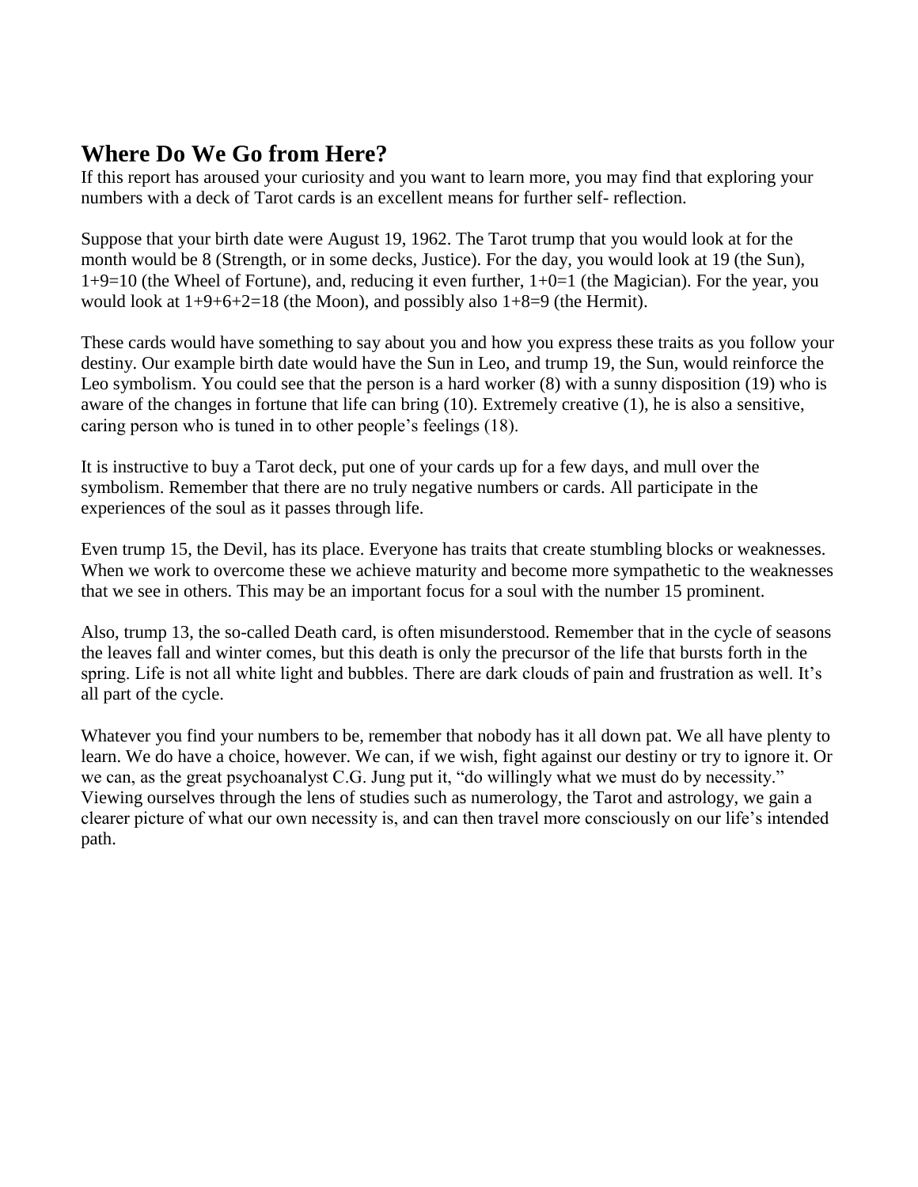## Where Do We Go from Here?

If this report has aroused your curiosity and you want to learn more, you may find that exploring your numbers with a deck of Tarot cards is an excellent means for further self- reflection.

Suppose that your birth date were August 19, 1962. The Tarot trump that you would look at for the month would be 8 (Strength, or in some decks, Justice). For the day, you would look at 19 (the Sun), 1+9=10 (the Wheel of Fortune), and, reducing it even further, 1+0=1 (the Magician). For the year, you would look at 1+9+6+2=18 (the Moon), and possibly also 1+8=9 (the Hermit).

These cards would have something to say about you and how you express these traits as you follow your destiny. Our example birth date would have the Sun in Leo, and trump 19, the Sun, would reinforce the Leo symbolism. You could see that the person is a hard worker (8) with a sunny disposition (19) who is aware of the changes in fortune that life can bring (10). Extremely creative (1), he is also a sensitive, caring person who is tuned in to other people's feelings (18).

It is instructive to buy a Tarot deck, put one of your cards up for a few days, and mull over the symbolism. Remember that there are no truly negative numbers or cards. All participate in the experiences of the soul as it passes through life.

Even trump 15, the Devil, has its place. Everyone has traits that create stumbling blocks or weaknesses. When we work to overcome these we achieve maturity and become more sympathetic to the weaknesses that we see in others. This may be an important focus for a soul with the number 15 prominent.

Also, trump 13, the so-called Death card, is often misunderstood. Remember that in the cycle of seasons the leaves fall and winter comes, but this death is only the precursor of the life that bursts forth in the spring. Life is not all white light and bubbles. There are dark clouds of pain and frustration as well. It's all part of the cycle.

Whatever you find your numbers to be, remember that nobody has it all down pat. We all have plenty to learn. We do have a choice, however. We can, if we wish, fight against our destiny or try to ignore it. Or we can, as the great psychoanalyst C.G. Jung put it, "do willingly what we must do by necessity." Viewing ourselves through the lens of studies such as numerology, the Tarot and astrology, we gain a clearer picture of what our own necessity is, and can then travel more consciously on our life's intended path.